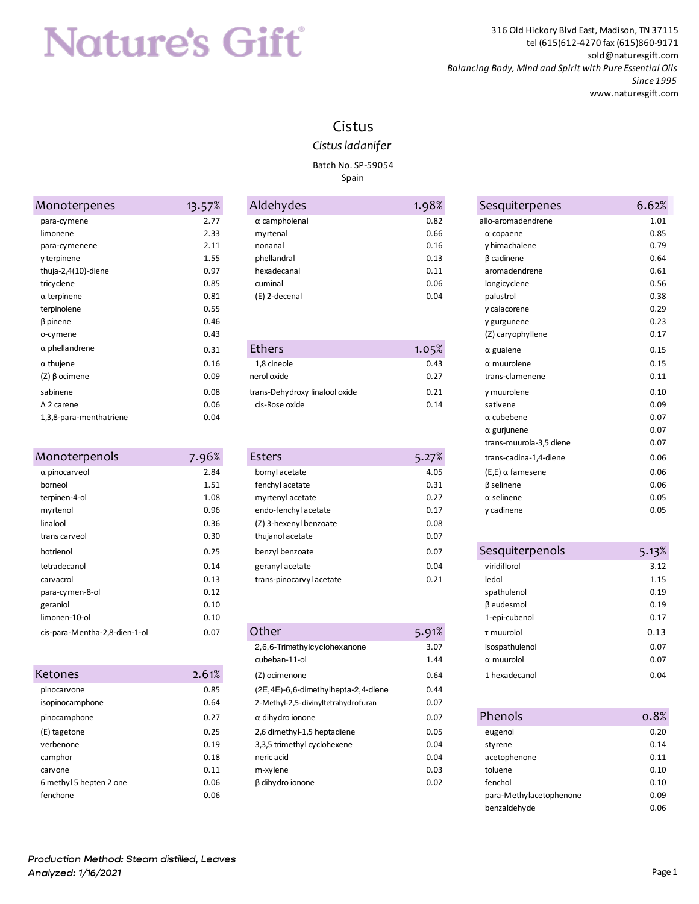# Nature's Gift®

316 Old Hickory Blvd East, Madison, TN 37115
tel (615)612-4270 fax (615)860-9171
sold@naturesgift.com
*Balancing Body, Mind and Spirit with Pure Essential Oils*
*Since 1995*
www.naturesgift.com

## Cistus

*Cistus ladanifer*

Batch No. SP-59054
Spain

| Monoterpenes | 13.57% |
|---|---|
| para-cymene | 2.77 |
| limonene | 2.33 |
| para-cymenene | 2.11 |
| γ terpinene | 1.55 |
| thuja-2,4(10)-diene | 0.97 |
| tricyclene | 0.85 |
| α terpinene | 0.81 |
| terpinolene | 0.55 |
| β pinene | 0.46 |
| o-cymene | 0.43 |
| α phellandrene | 0.31 |
| α thujene | 0.16 |
| (Z) β ocimene | 0.09 |
| sabinene | 0.08 |
| Δ 2 carene | 0.06 |
| 1,3,8-para-menthatriene | 0.04 |

| Monoterpenols | 7.96% |
|---|---|
| α pinocarveol | 2.84 |
| borneol | 1.51 |
| terpinen-4-ol | 1.08 |
| myrtenol | 0.96 |
| linalool | 0.36 |
| trans carveol | 0.30 |
| hotrienol | 0.25 |
| tetradecanol | 0.14 |
| carvacrol | 0.13 |
| para-cymen-8-ol | 0.12 |
| geraniol | 0.10 |
| limonen-10-ol | 0.10 |
| cis-para-Mentha-2,8-dien-1-ol | 0.07 |

| Ketones | 2.61% |
|---|---|
| pinocarvone | 0.85 |
| isopinocamphone | 0.64 |
| pinocamphone | 0.27 |
| (E) tagetone | 0.25 |
| verbenone | 0.19 |
| camphor | 0.18 |
| carvone | 0.11 |
| 6 methyl 5 hepten 2 one | 0.06 |
| fenchone | 0.06 |

| Aldehydes | 1.98% |
|---|---|
| α campholenal | 0.82 |
| myrtenal | 0.66 |
| nonanal | 0.16 |
| phellandral | 0.13 |
| hexadecanal | 0.11 |
| cuminal | 0.06 |
| (E) 2-decenal | 0.04 |

| Ethers | 1.05% |
|---|---|
| 1,8 cineole | 0.43 |
| nerol oxide | 0.27 |
| trans-Dehydroxy linalool oxide | 0.21 |
| cis-Rose oxide | 0.14 |

| Esters | 5.27% |
|---|---|
| bornyl acetate | 4.05 |
| fenchyl acetate | 0.31 |
| myrtenyl acetate | 0.27 |
| endo-fenchyl acetate | 0.17 |
| (Z) 3-hexenyl benzoate | 0.08 |
| thujanol acetate | 0.07 |
| benzyl benzoate | 0.07 |
| geranyl acetate | 0.04 |
| trans-pinocarvyl acetate | 0.21 |

| Other | 5.91% |
|---|---|
| 2,6,6-Trimethylcyclohexanone | 3.07 |
| cubeban-11-ol | 1.44 |
| (Z) ocimenone | 0.64 |
| (2E,4E)-6,6-dimethylhepta-2,4-diene | 0.44 |
| 2-Methyl-2,5-divinyltetrahydrofuran | 0.07 |
| α dihydro ionone | 0.07 |
| 2,6 dimethyl-1,5 heptadiene | 0.05 |
| 3,3,5 trimethyl cyclohexene | 0.04 |
| neric acid | 0.04 |
| m-xylene | 0.03 |
| β dihydro ionone | 0.02 |

| Sesquiterpenes | 6.62% |
|---|---|
| allo-aromadendrene | 1.01 |
| α copaene | 0.85 |
| γ himachalene | 0.79 |
| β cadinene | 0.64 |
| aromadendrene | 0.61 |
| longicyclene | 0.56 |
| palustrol | 0.38 |
| γ calacorene | 0.29 |
| γ gurgunene | 0.23 |
| (Z) caryophyllene | 0.17 |
| α guaiene | 0.15 |
| α muurolene | 0.15 |
| trans-clamenene | 0.11 |
| γ muurolene | 0.10 |
| sativene | 0.09 |
| α cubebene | 0.07 |
| α gurjunene | 0.07 |
| trans-muurola-3,5 diene | 0.07 |
| trans-cadina-1,4-diene | 0.06 |
| (E,E) α farnesene | 0.06 |
| β selinene | 0.06 |
| α selinene | 0.05 |
| γ cadinene | 0.05 |

| Sesquiterpenols | 5.13% |
|---|---|
| viridiflorol | 3.12 |
| ledol | 1.15 |
| spathulenol | 0.19 |
| β eudesmol | 0.19 |
| 1-epi-cubenol | 0.17 |
| τ muurolol | 0.13 |
| isospathulenol | 0.07 |
| α muurolol | 0.07 |
| 1 hexadecanol | 0.04 |

| Phenols | 0.8% |
|---|---|
| eugenol | 0.20 |
| styrene | 0.14 |
| acetophenone | 0.11 |
| toluene | 0.10 |
| fenchol | 0.10 |
| para-Methylacetophenone | 0.09 |
| benzaldehyde | 0.06 |

***Production Method: Steam distilled, Leaves***
***Analyzed: 1/16/2021***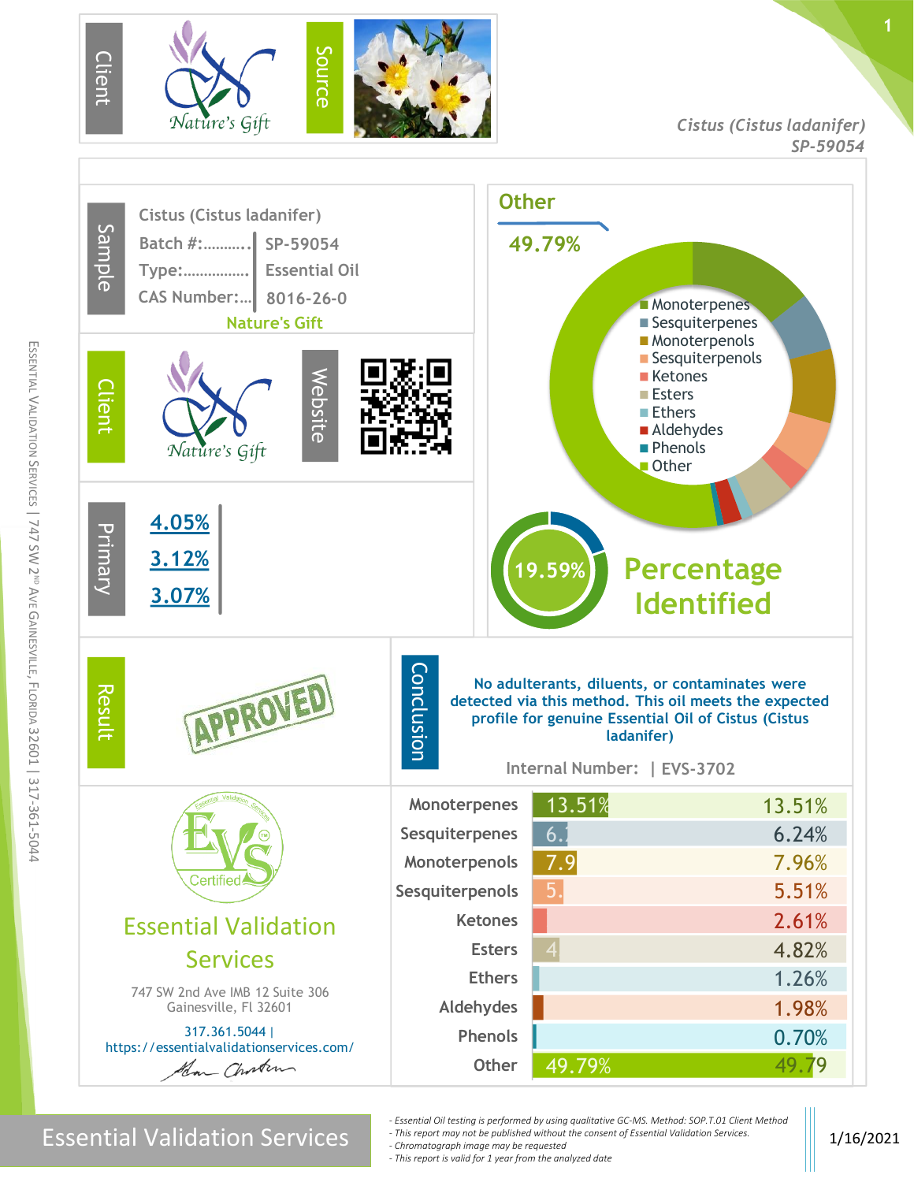**Client:** Nature's Gift

**Source**

*Cistus (Cistus ladanifer)*
*SP-59054*

## Sample

Cistus (Cistus ladanifer)

| | |
|---|---|
| Batch #: | SP-59054 |
| Type: | Essential Oil |
| CAS Number: | 8016-26-0 |

Nature's Gift

## Client

Nature's Gift

**Website**

## Other

49.79%

- Monoterpenes
- Sesquiterpenes
- Monoterpenols
- Sesquiterpenols
- Ketones
- Esters
- Ethers
- Aldehydes
- Phenols
- Other

## Primary

4.05%

3.12%

3.07%

## Percentage Identified

19.59%

## Result

APPROVED

## Conclusion

No adulterants, diluents, or contaminates were detected via this method. This oil meets the expected profile for genuine Essential Oil of Cistus (Cistus ladanifer)

Internal Number: | EVS-3702

| Class | Percentage |
|---|---|
| Monoterpenes | 13.51% |
| Sesquiterpenes | 6.24% |
| Monoterpenols | 7.96% |
| Sesquiterpenols | 5.51% |
| Ketones | 2.61% |
| Esters | 4.82% |
| Ethers | 1.26% |
| Aldehydes | 1.98% |
| Phenols | 0.70% |
| Other | 49.79% |

EVS Certified

## Essential Validation Services

747 SW 2nd Ave IMB 12 Suite 306
Gainesville, Fl 32601

317.361.5044 |
https://essentialvalidationservices.com/

Essential Validation Services | 747 SW 2nd Ave Gainesville, Florida 32601 | 317-361-5044

**Essential Validation Services**

- *Essential Oil testing is performed by using qualitative GC-MS. Method: SOP.T.01 Client Method*
- *This report may not be published without the consent of Essential Validation Services.*
- *Chromatograph image may be requested*
- *This report is valid for 1 year from the analyzed date*

1/16/2021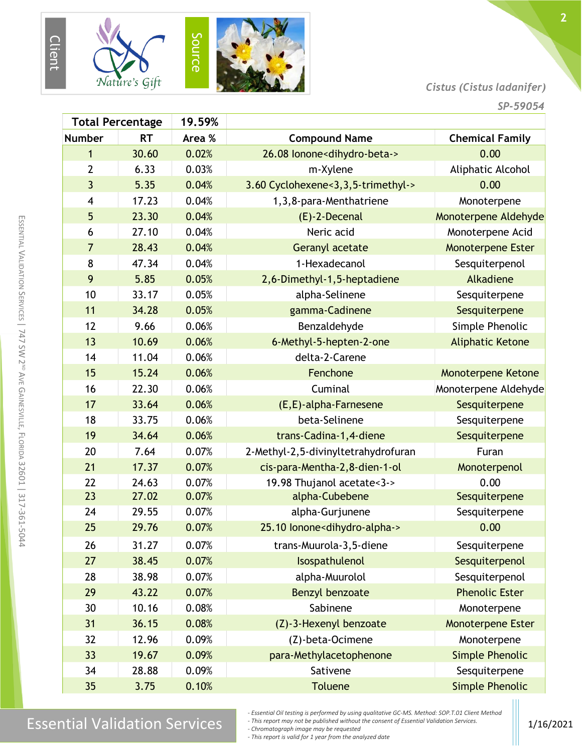Client | Nature's Gift | Source

*Cistus (Cistus ladanifer)*

*SP-59054*

| Total Percentage | | 19.59% | | |
|---|---|---|---|---|
| **Number** | **RT** | **Area %** | **Compound Name** | **Chemical Family** |
| 1 | 30.60 | 0.02% | 26.08 Ionone<dihydro-beta-> | 0.00 |
| 2 | 6.33 | 0.03% | m-Xylene | Aliphatic Alcohol |
| 3 | 5.35 | 0.04% | 3.60 Cyclohexene<3,3,5-trimethyl-> | 0.00 |
| 4 | 17.23 | 0.04% | 1,3,8-para-Menthatriene | Monoterpene |
| 5 | 23.30 | 0.04% | (E)-2-Decenal | Monoterpene Aldehyde |
| 6 | 27.10 | 0.04% | Neric acid | Monoterpene Acid |
| 7 | 28.43 | 0.04% | Geranyl acetate | Monoterpene Ester |
| 8 | 47.34 | 0.04% | 1-Hexadecanol | Sesquiterpenol |
| 9 | 5.85 | 0.05% | 2,6-Dimethyl-1,5-heptadiene | Alkadiene |
| 10 | 33.17 | 0.05% | alpha-Selinene | Sesquiterpene |
| 11 | 34.28 | 0.05% | gamma-Cadinene | Sesquiterpene |
| 12 | 9.66 | 0.06% | Benzaldehyde | Simple Phenolic |
| 13 | 10.69 | 0.06% | 6-Methyl-5-hepten-2-one | Aliphatic Ketone |
| 14 | 11.04 | 0.06% | delta-2-Carene | |
| 15 | 15.24 | 0.06% | Fenchone | Monoterpene Ketone |
| 16 | 22.30 | 0.06% | Cuminal | Monoterpene Aldehyde |
| 17 | 33.64 | 0.06% | (E,E)-alpha-Farnesene | Sesquiterpene |
| 18 | 33.75 | 0.06% | beta-Selinene | Sesquiterpene |
| 19 | 34.64 | 0.06% | trans-Cadina-1,4-diene | Sesquiterpene |
| 20 | 7.64 | 0.07% | 2-Methyl-2,5-divinyltetrahydrofuran | Furan |
| 21 | 17.37 | 0.07% | cis-para-Mentha-2,8-dien-1-ol | Monoterpenol |
| 22 | 24.63 | 0.07% | 19.98 Thujanol acetate<3-> | 0.00 |
| 23 | 27.02 | 0.07% | alpha-Cubebene | Sesquiterpene |
| 24 | 29.55 | 0.07% | alpha-Gurjunene | Sesquiterpene |
| 25 | 29.76 | 0.07% | 25.10 Ionone<dihydro-alpha-> | 0.00 |
| 26 | 31.27 | 0.07% | trans-Muurola-3,5-diene | Sesquiterpene |
| 27 | 38.45 | 0.07% | Isospathulenol | Sesquiterpenol |
| 28 | 38.98 | 0.07% | alpha-Muurolol | Sesquiterpenol |
| 29 | 43.22 | 0.07% | Benzyl benzoate | Phenolic Ester |
| 30 | 10.16 | 0.08% | Sabinene | Monoterpene |
| 31 | 36.15 | 0.08% | (Z)-3-Hexenyl benzoate | Monoterpene Ester |
| 32 | 12.96 | 0.09% | (Z)-beta-Ocimene | Monoterpene |
| 33 | 19.67 | 0.09% | para-Methylacetophenone | Simple Phenolic |
| 34 | 28.88 | 0.09% | Sativene | Sesquiterpene |
| 35 | 3.75 | 0.10% | Toluene | Simple Phenolic |

Essential Validation Services | 747 SW 2nd Ave Gainesville, Florida 32601 | 317-361-5044

Essential Validation Services

*- Essential Oil testing is performed by using qualitative GC-MS. Method: SOP.T.01 Client Method*
*- This report may not be published without the consent of Essential Validation Services.*
*- Chromatograph image may be requested*
*- This report is valid for 1 year from the analyzed date*

1/16/2021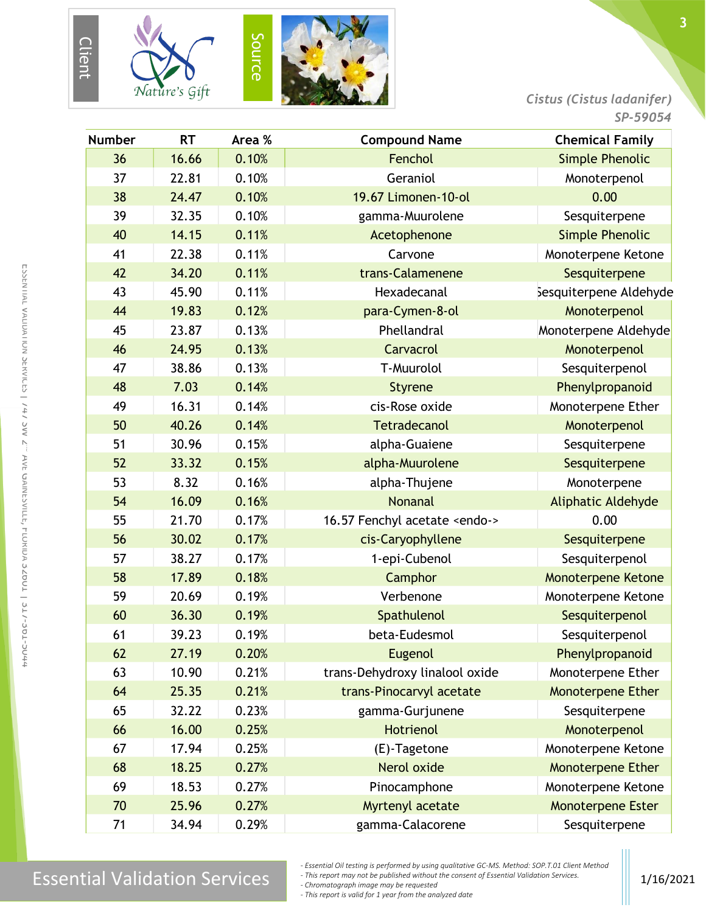Client

Source

*Cistus (Cistus ladanifer)*
*SP-59054*

| Number | RT | Area % | Compound Name | Chemical Family |
|---|---|---|---|---|
| 36 | 16.66 | 0.10% | Fenchol | Simple Phenolic |
| 37 | 22.81 | 0.10% | Geraniol | Monoterpenol |
| 38 | 24.47 | 0.10% | 19.67 Limonen-10-ol | 0.00 |
| 39 | 32.35 | 0.10% | gamma-Muurolene | Sesquiterpene |
| 40 | 14.15 | 0.11% | Acetophenone | Simple Phenolic |
| 41 | 22.38 | 0.11% | Carvone | Monoterpene Ketone |
| 42 | 34.20 | 0.11% | trans-Calamenene | Sesquiterpene |
| 43 | 45.90 | 0.11% | Hexadecanal | Sesquiterpene Aldehyde |
| 44 | 19.83 | 0.12% | para-Cymen-8-ol | Monoterpenol |
| 45 | 23.87 | 0.13% | Phellandral | Monoterpene Aldehyde |
| 46 | 24.95 | 0.13% | Carvacrol | Monoterpenol |
| 47 | 38.86 | 0.13% | T-Muurolol | Sesquiterpenol |
| 48 | 7.03 | 0.14% | Styrene | Phenylpropanoid |
| 49 | 16.31 | 0.14% | cis-Rose oxide | Monoterpene Ether |
| 50 | 40.26 | 0.14% | Tetradecanol | Monoterpenol |
| 51 | 30.96 | 0.15% | alpha-Guaiene | Sesquiterpene |
| 52 | 33.32 | 0.15% | alpha-Muurolene | Sesquiterpene |
| 53 | 8.32 | 0.16% | alpha-Thujene | Monoterpene |
| 54 | 16.09 | 0.16% | Nonanal | Aliphatic Aldehyde |
| 55 | 21.70 | 0.17% | 16.57 Fenchyl acetate <endo-> | 0.00 |
| 56 | 30.02 | 0.17% | cis-Caryophyllene | Sesquiterpene |
| 57 | 38.27 | 0.17% | 1-epi-Cubenol | Sesquiterpenol |
| 58 | 17.89 | 0.18% | Camphor | Monoterpene Ketone |
| 59 | 20.69 | 0.19% | Verbenone | Monoterpene Ketone |
| 60 | 36.30 | 0.19% | Spathulenol | Sesquiterpenol |
| 61 | 39.23 | 0.19% | beta-Eudesmol | Sesquiterpenol |
| 62 | 27.19 | 0.20% | Eugenol | Phenylpropanoid |
| 63 | 10.90 | 0.21% | trans-Dehydroxy linalool oxide | Monoterpene Ether |
| 64 | 25.35 | 0.21% | trans-Pinocarvyl acetate | Monoterpene Ether |
| 65 | 32.22 | 0.23% | gamma-Gurjunene | Sesquiterpene |
| 66 | 16.00 | 0.25% | Hotrienol | Monoterpenol |
| 67 | 17.94 | 0.25% | (E)-Tagetone | Monoterpene Ketone |
| 68 | 18.25 | 0.27% | Nerol oxide | Monoterpene Ether |
| 69 | 18.53 | 0.27% | Pinocamphone | Monoterpene Ketone |
| 70 | 25.96 | 0.27% | Myrtenyl acetate | Monoterpene Ester |
| 71 | 34.94 | 0.29% | gamma-Calacorene | Sesquiterpene |

Essential Validation Services

- *Essential Oil testing is performed by using qualitative GC-MS. Method: SOP.T.01 Client Method*
- *This report may not be published without the consent of Essential Validation Services.*
- *Chromatograph image may be requested*
- *This report is valid for 1 year from the analyzed date*

1/16/2021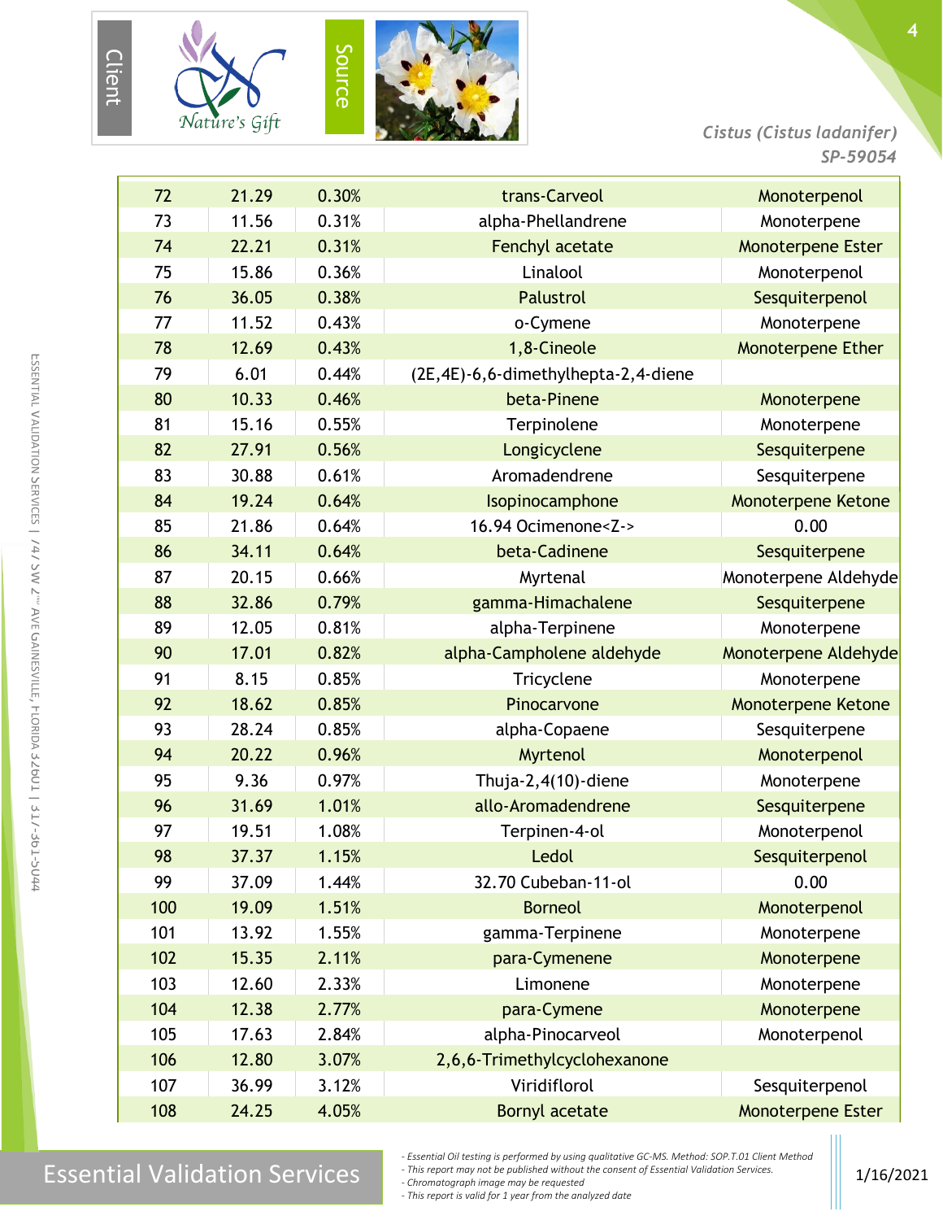Cistus (Cistus ladanifer)
SP-59054

| | | | | |
|---|---|---|---|---|
| 72 | 21.29 | 0.30% | trans-Carveol | Monoterpenol |
| 73 | 11.56 | 0.31% | alpha-Phellandrene | Monoterpene |
| 74 | 22.21 | 0.31% | Fenchyl acetate | Monoterpene Ester |
| 75 | 15.86 | 0.36% | Linalool | Monoterpenol |
| 76 | 36.05 | 0.38% | Palustrol | Sesquiterpenol |
| 77 | 11.52 | 0.43% | o-Cymene | Monoterpene |
| 78 | 12.69 | 0.43% | 1,8-Cineole | Monoterpene Ether |
| 79 | 6.01 | 0.44% | (2E,4E)-6,6-dimethylhepta-2,4-diene | |
| 80 | 10.33 | 0.46% | beta-Pinene | Monoterpene |
| 81 | 15.16 | 0.55% | Terpinolene | Monoterpene |
| 82 | 27.91 | 0.56% | Longicyclene | Sesquiterpene |
| 83 | 30.88 | 0.61% | Aromadendrene | Sesquiterpene |
| 84 | 19.24 | 0.64% | Isopinocamphone | Monoterpene Ketone |
| 85 | 21.86 | 0.64% | 16.94 Ocimenone<Z-> | 0.00 |
| 86 | 34.11 | 0.64% | beta-Cadinene | Sesquiterpene |
| 87 | 20.15 | 0.66% | Myrtenal | Monoterpene Aldehyde |
| 88 | 32.86 | 0.79% | gamma-Himachalene | Sesquiterpene |
| 89 | 12.05 | 0.81% | alpha-Terpinene | Monoterpene |
| 90 | 17.01 | 0.82% | alpha-Campholene aldehyde | Monoterpene Aldehyde |
| 91 | 8.15 | 0.85% | Tricyclene | Monoterpene |
| 92 | 18.62 | 0.85% | Pinocarvone | Monoterpene Ketone |
| 93 | 28.24 | 0.85% | alpha-Copaene | Sesquiterpene |
| 94 | 20.22 | 0.96% | Myrtenol | Monoterpenol |
| 95 | 9.36 | 0.97% | Thuja-2,4(10)-diene | Monoterpene |
| 96 | 31.69 | 1.01% | allo-Aromadendrene | Sesquiterpene |
| 97 | 19.51 | 1.08% | Terpinen-4-ol | Monoterpenol |
| 98 | 37.37 | 1.15% | Ledol | Sesquiterpenol |
| 99 | 37.09 | 1.44% | 32.70 Cubeban-11-ol | 0.00 |
| 100 | 19.09 | 1.51% | Borneol | Monoterpenol |
| 101 | 13.92 | 1.55% | gamma-Terpinene | Monoterpene |
| 102 | 15.35 | 2.11% | para-Cymenene | Monoterpene |
| 103 | 12.60 | 2.33% | Limonene | Monoterpene |
| 104 | 12.38 | 2.77% | para-Cymene | Monoterpene |
| 105 | 17.63 | 2.84% | alpha-Pinocarveol | Monoterpenol |
| 106 | 12.80 | 3.07% | 2,6,6-Trimethylcyclohexanone | |
| 107 | 36.99 | 3.12% | Viridiflorol | Sesquiterpenol |
| 108 | 24.25 | 4.05% | Bornyl acetate | Monoterpene Ester |

*- Essential Oil testing is performed by using qualitative GC-MS. Method: SOP.T.01 Client Method*
*- This report may not be published without the consent of Essential Validation Services.*
*- Chromatograph image may be requested*
*- This report is valid for 1 year from the analyzed date*

1/16/2021